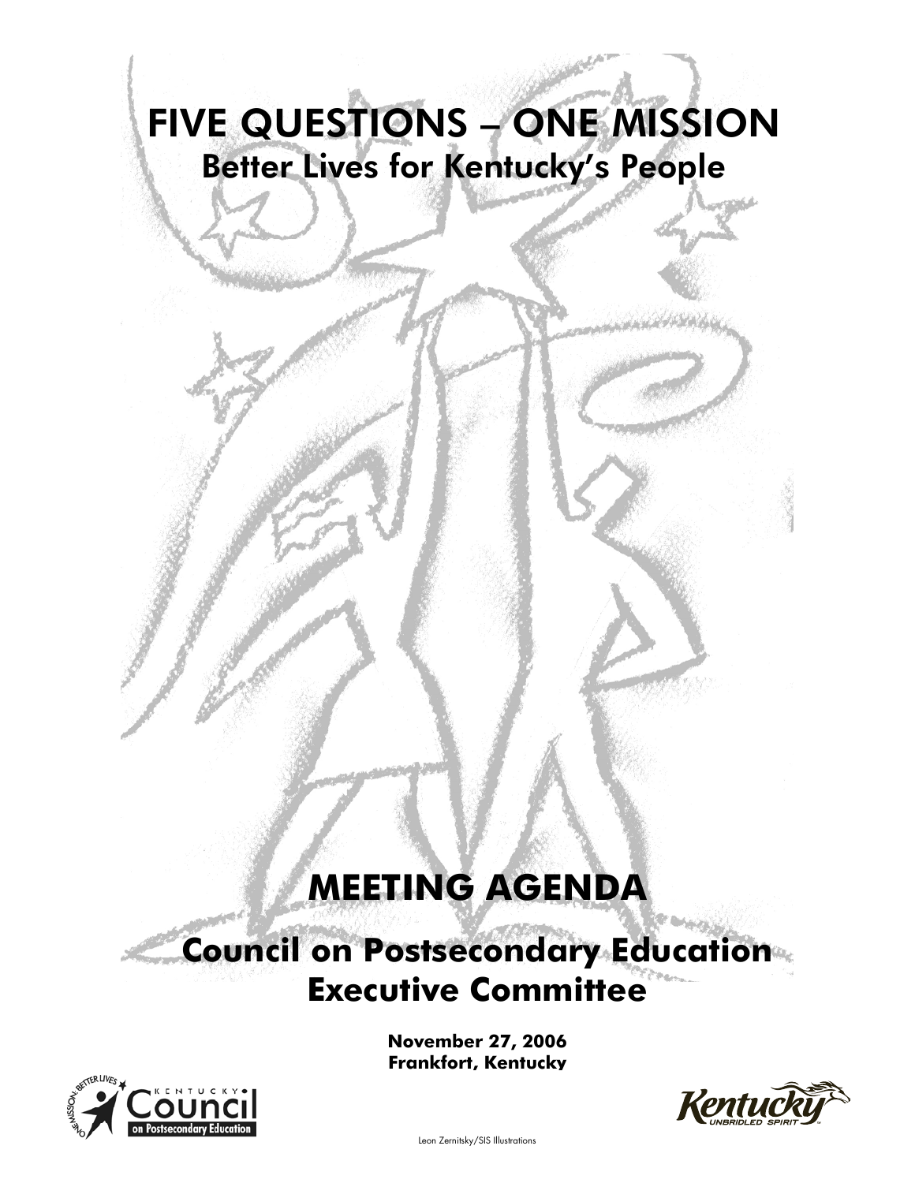# FIVE QUESTIONS – ONE MISSION

## Better Lives for Kentucky's People

# MEETING AGENDA

## Council on Postsecondary Education Executive Committee

**November 27, 2006**
**Frankfort, Kentucky**

Leon Zernitsky/SIS Illustrations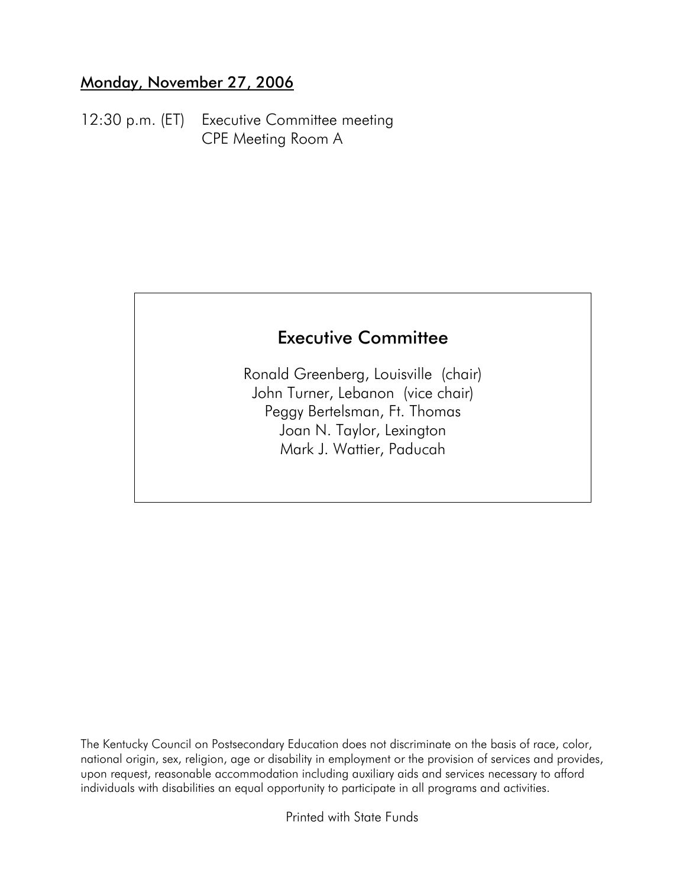**Monday, November 27, 2006**

12:30 p.m. (ET) Executive Committee meeting
CPE Meeting Room A

## Executive Committee

Ronald Greenberg, Louisville (chair)
John Turner, Lebanon (vice chair)
Peggy Bertelsman, Ft. Thomas
Joan N. Taylor, Lexington
Mark J. Wattier, Paducah

The Kentucky Council on Postsecondary Education does not discriminate on the basis of race, color, national origin, sex, religion, age or disability in employment or the provision of services and provides, upon request, reasonable accommodation including auxiliary aids and services necessary to afford individuals with disabilities an equal opportunity to participate in all programs and activities.

Printed with State Funds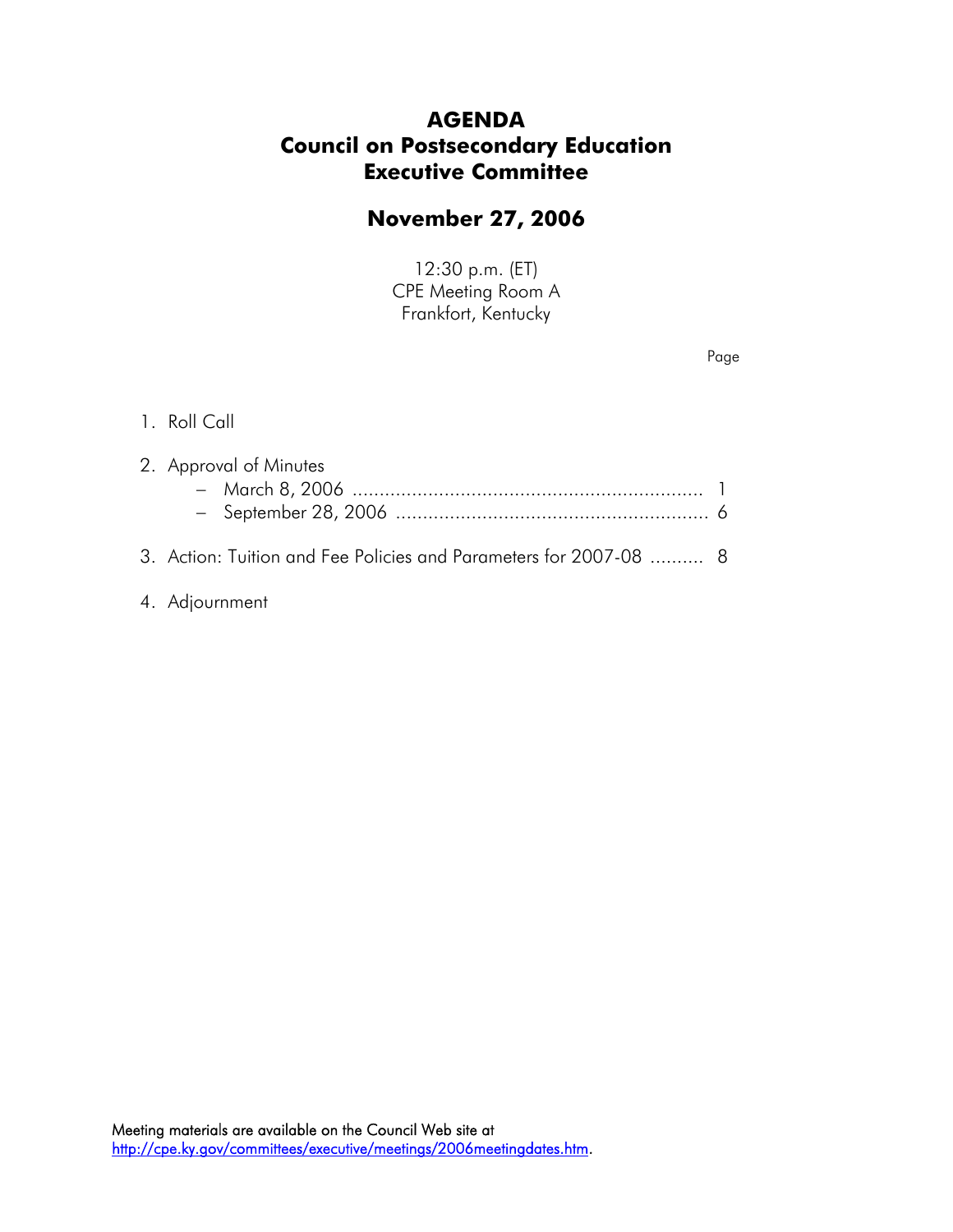# AGENDA
# Council on Postsecondary Education
# Executive Committee

## November 27, 2006

12:30 p.m. (ET)
CPE Meeting Room A
Frankfort, Kentucky

Page

1. Roll Call

2. Approval of Minutes
   - March 8, 2006 ................................................................ 1
   - September 28, 2006 ......................................................... 6

3. Action: Tuition and Fee Policies and Parameters for 2007-08 .......... 8

4. Adjournment

Meeting materials are available on the Council Web site at [http://cpe.ky.gov/committees/executive/meetings/2006meetingdates.htm](http://cpe.ky.gov/committees/executive/meetings/2006meetingdates.htm).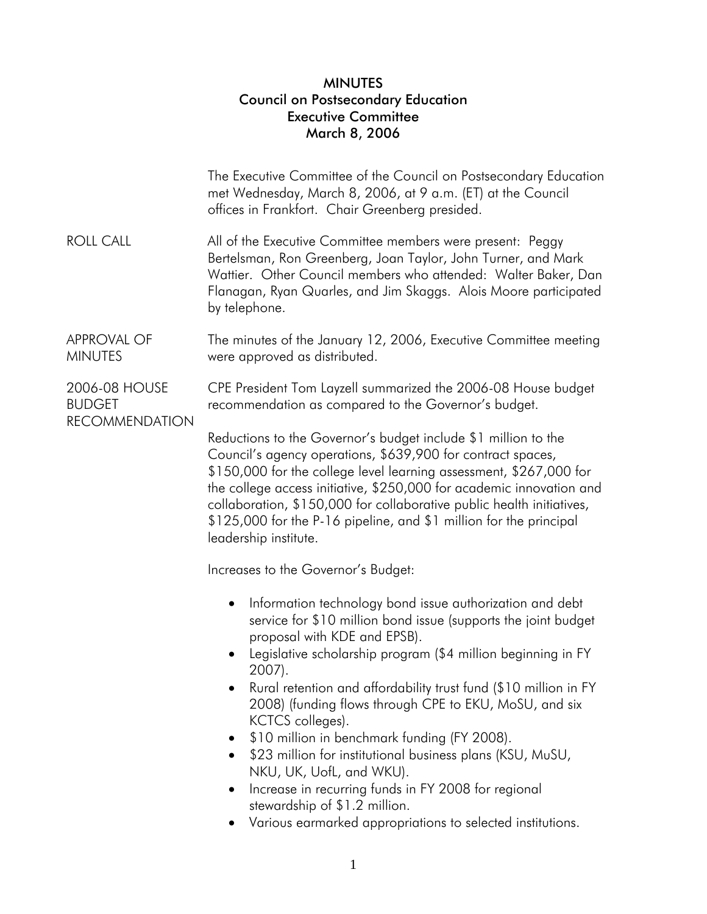# MINUTES
## Council on Postsecondary Education
## Executive Committee
## March 8, 2006

The Executive Committee of the Council on Postsecondary Education met Wednesday, March 8, 2006, at 9 a.m. (ET) at the Council offices in Frankfort. Chair Greenberg presided.

**ROLL CALL**

All of the Executive Committee members were present: Peggy Bertelsman, Ron Greenberg, Joan Taylor, John Turner, and Mark Wattier. Other Council members who attended: Walter Baker, Dan Flanagan, Ryan Quarles, and Jim Skaggs. Alois Moore participated by telephone.

**APPROVAL OF MINUTES**

The minutes of the January 12, 2006, Executive Committee meeting were approved as distributed.

**2006-08 HOUSE BUDGET RECOMMENDATION**

CPE President Tom Layzell summarized the 2006-08 House budget recommendation as compared to the Governor's budget.

Reductions to the Governor's budget include $1 million to the Council's agency operations, $639,900 for contract spaces, $150,000 for the college level learning assessment, $267,000 for the college access initiative, $250,000 for academic innovation and collaboration, $150,000 for collaborative public health initiatives, $125,000 for the P-16 pipeline, and $1 million for the principal leadership institute.

Increases to the Governor's Budget:

- Information technology bond issue authorization and debt service for $10 million bond issue (supports the joint budget proposal with KDE and EPSB).
- Legislative scholarship program ($4 million beginning in FY 2007).
- Rural retention and affordability trust fund ($10 million in FY 2008) (funding flows through CPE to EKU, MoSU, and six KCTCS colleges).
- $10 million in benchmark funding (FY 2008).
- $23 million for institutional business plans (KSU, MuSU, NKU, UK, UofL, and WKU).
- Increase in recurring funds in FY 2008 for regional stewardship of $1.2 million.
- Various earmarked appropriations to selected institutions.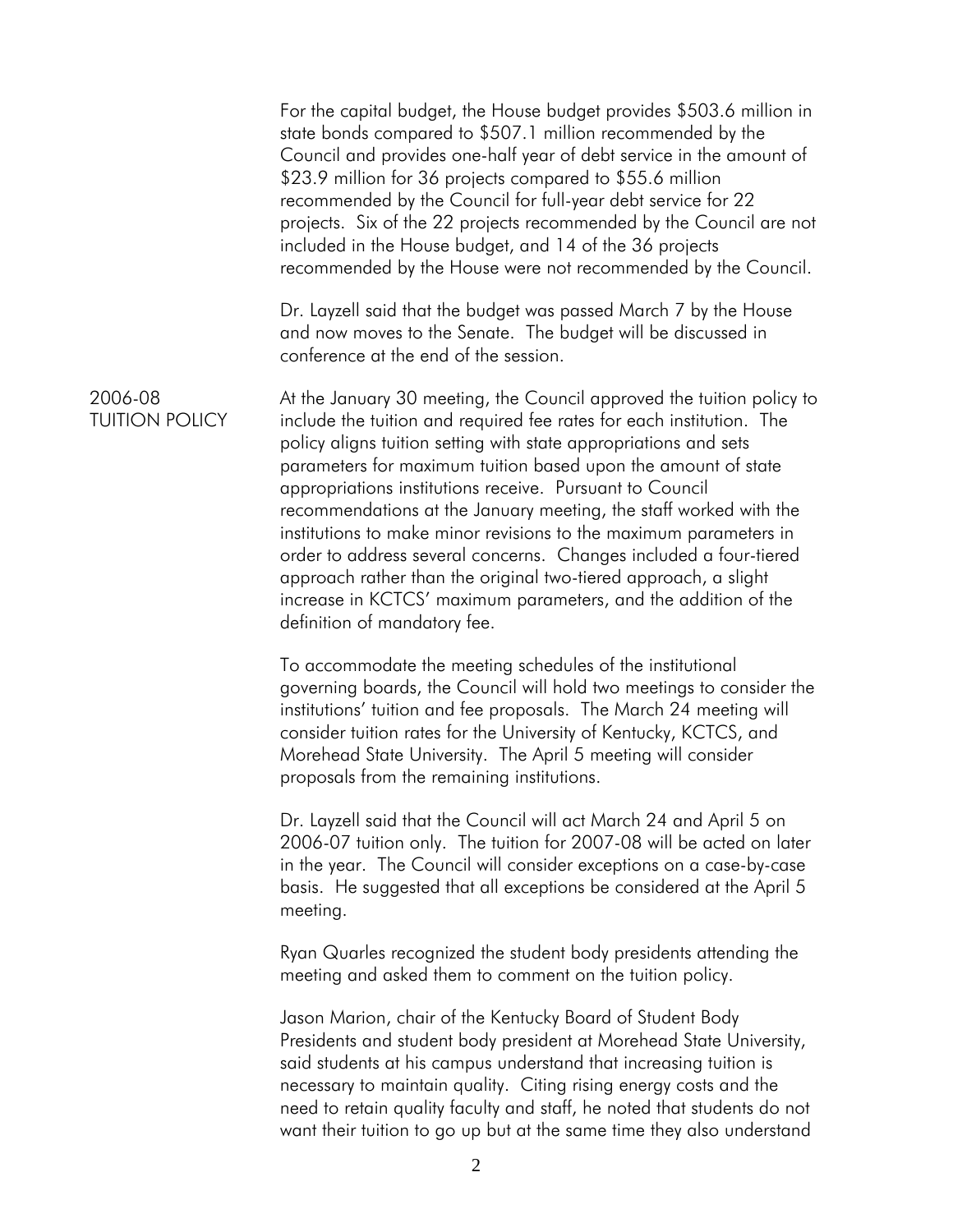For the capital budget, the House budget provides $503.6 million in state bonds compared to $507.1 million recommended by the Council and provides one-half year of debt service in the amount of $23.9 million for 36 projects compared to $55.6 million recommended by the Council for full-year debt service for 22 projects. Six of the 22 projects recommended by the Council are not included in the House budget, and 14 of the 36 projects recommended by the House were not recommended by the Council.

Dr. Layzell said that the budget was passed March 7 by the House and now moves to the Senate. The budget will be discussed in conference at the end of the session.

## 2006-08 TUITION POLICY

At the January 30 meeting, the Council approved the tuition policy to include the tuition and required fee rates for each institution. The policy aligns tuition setting with state appropriations and sets parameters for maximum tuition based upon the amount of state appropriations institutions receive. Pursuant to Council recommendations at the January meeting, the staff worked with the institutions to make minor revisions to the maximum parameters in order to address several concerns. Changes included a four-tiered approach rather than the original two-tiered approach, a slight increase in KCTCS' maximum parameters, and the addition of the definition of mandatory fee.

To accommodate the meeting schedules of the institutional governing boards, the Council will hold two meetings to consider the institutions' tuition and fee proposals. The March 24 meeting will consider tuition rates for the University of Kentucky, KCTCS, and Morehead State University. The April 5 meeting will consider proposals from the remaining institutions.

Dr. Layzell said that the Council will act March 24 and April 5 on 2006-07 tuition only. The tuition for 2007-08 will be acted on later in the year. The Council will consider exceptions on a case-by-case basis. He suggested that all exceptions be considered at the April 5 meeting.

Ryan Quarles recognized the student body presidents attending the meeting and asked them to comment on the tuition policy.

Jason Marion, chair of the Kentucky Board of Student Body Presidents and student body president at Morehead State University, said students at his campus understand that increasing tuition is necessary to maintain quality. Citing rising energy costs and the need to retain quality faculty and staff, he noted that students do not want their tuition to go up but at the same time they also understand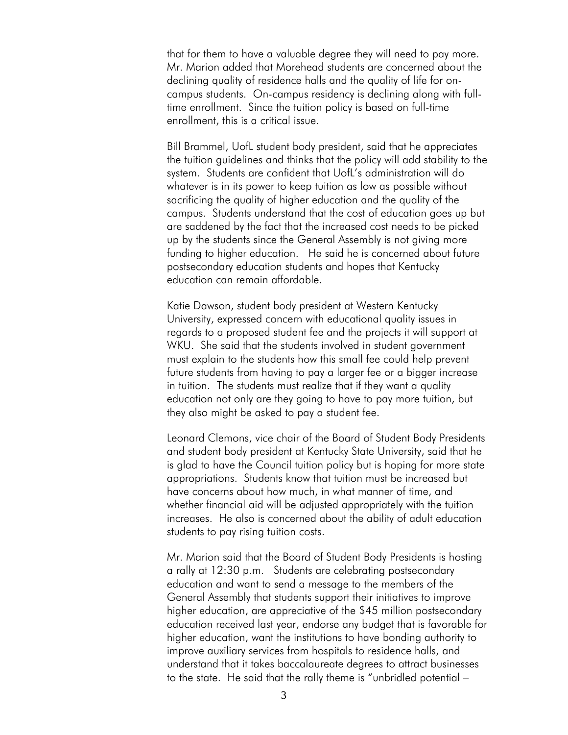that for them to have a valuable degree they will need to pay more. Mr. Marion added that Morehead students are concerned about the declining quality of residence halls and the quality of life for on-campus students. On-campus residency is declining along with full-time enrollment. Since the tuition policy is based on full-time enrollment, this is a critical issue.

Bill Brammel, UofL student body president, said that he appreciates the tuition guidelines and thinks that the policy will add stability to the system. Students are confident that UofL's administration will do whatever is in its power to keep tuition as low as possible without sacrificing the quality of higher education and the quality of the campus. Students understand that the cost of education goes up but are saddened by the fact that the increased cost needs to be picked up by the students since the General Assembly is not giving more funding to higher education. He said he is concerned about future postsecondary education students and hopes that Kentucky education can remain affordable.

Katie Dawson, student body president at Western Kentucky University, expressed concern with educational quality issues in regards to a proposed student fee and the projects it will support at WKU. She said that the students involved in student government must explain to the students how this small fee could help prevent future students from having to pay a larger fee or a bigger increase in tuition. The students must realize that if they want a quality education not only are they going to have to pay more tuition, but they also might be asked to pay a student fee.

Leonard Clemons, vice chair of the Board of Student Body Presidents and student body president at Kentucky State University, said that he is glad to have the Council tuition policy but is hoping for more state appropriations. Students know that tuition must be increased but have concerns about how much, in what manner of time, and whether financial aid will be adjusted appropriately with the tuition increases. He also is concerned about the ability of adult education students to pay rising tuition costs.

Mr. Marion said that the Board of Student Body Presidents is hosting a rally at 12:30 p.m. Students are celebrating postsecondary education and want to send a message to the members of the General Assembly that students support their initiatives to improve higher education, are appreciative of the $45 million postsecondary education received last year, endorse any budget that is favorable for higher education, want the institutions to have bonding authority to improve auxiliary services from hospitals to residence halls, and understand that it takes baccalaureate degrees to attract businesses to the state. He said that the rally theme is "unbridled potential –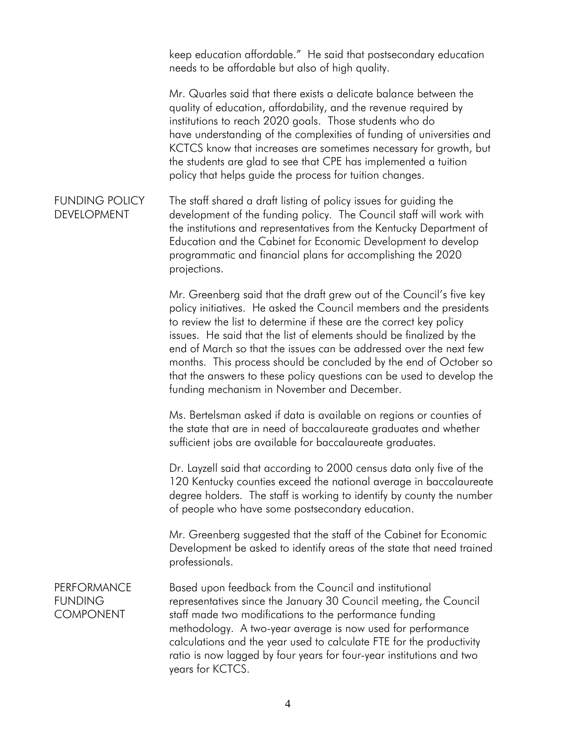keep education affordable." He said that postsecondary education needs to be affordable but also of high quality.

Mr. Quarles said that there exists a delicate balance between the quality of education, affordability, and the revenue required by institutions to reach 2020 goals. Those students who do have understanding of the complexities of funding of universities and KCTCS know that increases are sometimes necessary for growth, but the students are glad to see that CPE has implemented a tuition policy that helps guide the process for tuition changes.

## FUNDING POLICY DEVELOPMENT

The staff shared a draft listing of policy issues for guiding the development of the funding policy. The Council staff will work with the institutions and representatives from the Kentucky Department of Education and the Cabinet for Economic Development to develop programmatic and financial plans for accomplishing the 2020 projections.

Mr. Greenberg said that the draft grew out of the Council's five key policy initiatives. He asked the Council members and the presidents to review the list to determine if these are the correct key policy issues. He said that the list of elements should be finalized by the end of March so that the issues can be addressed over the next few months. This process should be concluded by the end of October so that the answers to these policy questions can be used to develop the funding mechanism in November and December.

Ms. Bertelsman asked if data is available on regions or counties of the state that are in need of baccalaureate graduates and whether sufficient jobs are available for baccalaureate graduates.

Dr. Layzell said that according to 2000 census data only five of the 120 Kentucky counties exceed the national average in baccalaureate degree holders. The staff is working to identify by county the number of people who have some postsecondary education.

Mr. Greenberg suggested that the staff of the Cabinet for Economic Development be asked to identify areas of the state that need trained professionals.

## PERFORMANCE FUNDING COMPONENT

Based upon feedback from the Council and institutional representatives since the January 30 Council meeting, the Council staff made two modifications to the performance funding methodology. A two-year average is now used for performance calculations and the year used to calculate FTE for the productivity ratio is now lagged by four years for four-year institutions and two years for KCTCS.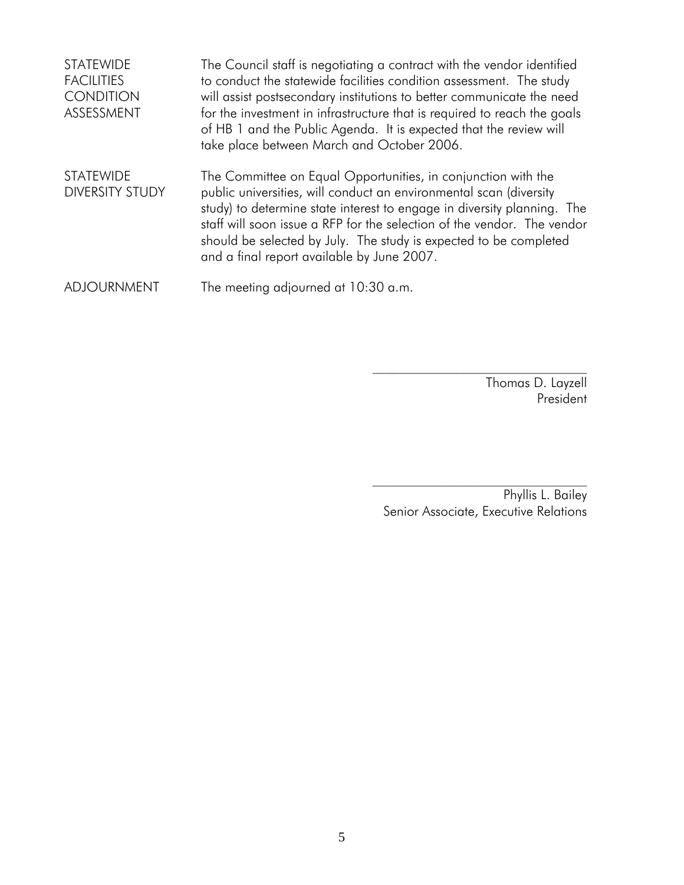STATEWIDE FACILITIES CONDITION ASSESSMENT

The Council staff is negotiating a contract with the vendor identified to conduct the statewide facilities condition assessment. The study will assist postsecondary institutions to better communicate the need for the investment in infrastructure that is required to reach the goals of HB 1 and the Public Agenda. It is expected that the review will take place between March and October 2006.

STATEWIDE DIVERSITY STUDY

The Committee on Equal Opportunities, in conjunction with the public universities, will conduct an environmental scan (diversity study) to determine state interest to engage in diversity planning. The staff will soon issue a RFP for the selection of the vendor. The vendor should be selected by July. The study is expected to be completed and a final report available by June 2007.

ADJOURNMENT

The meeting adjourned at 10:30 a.m.

\_\_\_\_\_\_\_\_\_\_\_\_\_\_\_\_\_\_\_\_\_\_\_\_\_\_\_\_\_\_\_\_

Thomas D. Layzell
President

\_\_\_\_\_\_\_\_\_\_\_\_\_\_\_\_\_\_\_\_\_\_\_\_\_\_\_\_\_\_\_\_

Phyllis L. Bailey
Senior Associate, Executive Relations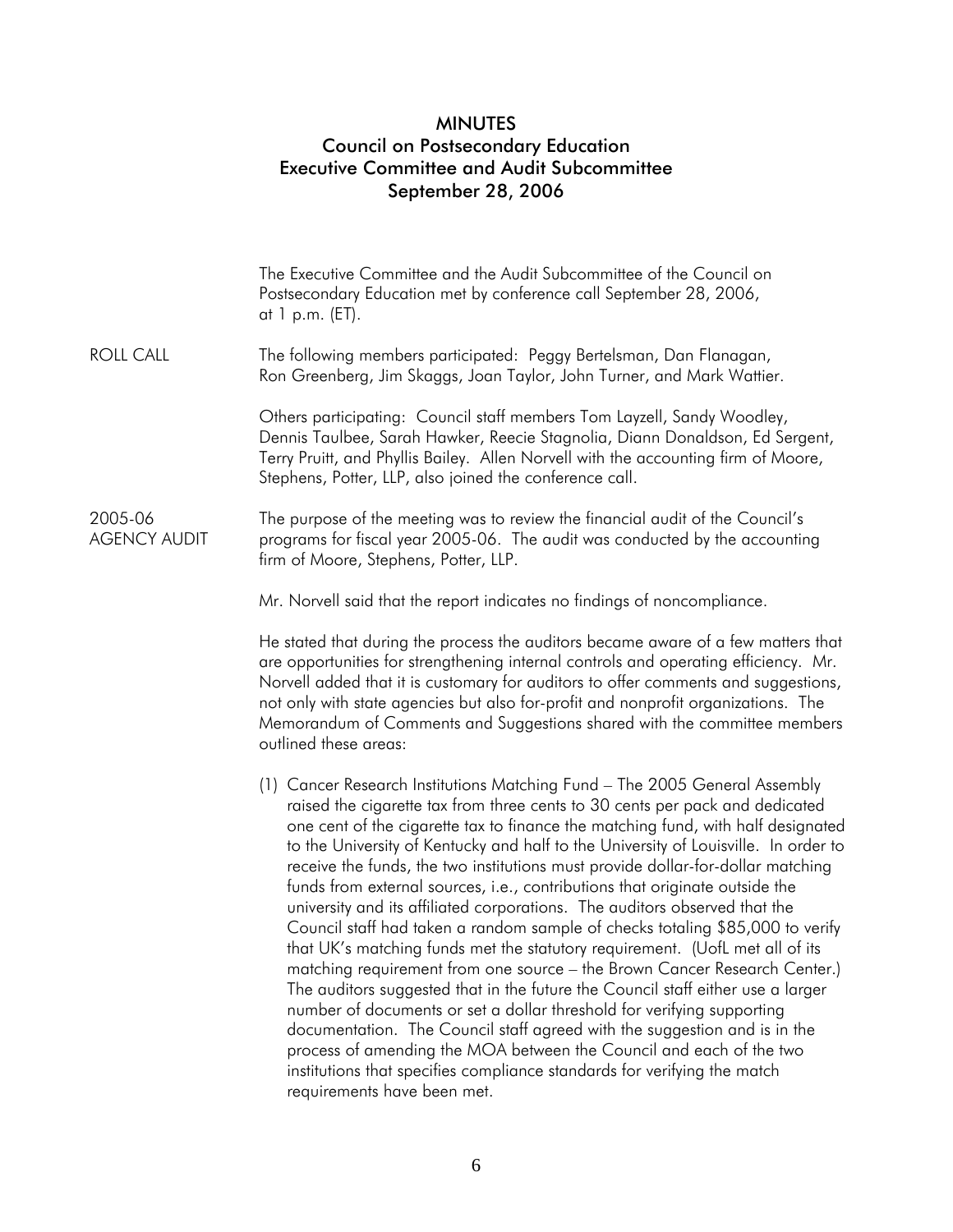# MINUTES
## Council on Postsecondary Education
## Executive Committee and Audit Subcommittee
## September 28, 2006

The Executive Committee and the Audit Subcommittee of the Council on Postsecondary Education met by conference call September 28, 2006, at 1 p.m. (ET).

**ROLL CALL**

The following members participated: Peggy Bertelsman, Dan Flanagan, Ron Greenberg, Jim Skaggs, Joan Taylor, John Turner, and Mark Wattier.

Others participating: Council staff members Tom Layzell, Sandy Woodley, Dennis Taulbee, Sarah Hawker, Reecie Stagnolia, Diann Donaldson, Ed Sergent, Terry Pruitt, and Phyllis Bailey. Allen Norvell with the accounting firm of Moore, Stephens, Potter, LLP, also joined the conference call.

**2005-06 AGENCY AUDIT**

The purpose of the meeting was to review the financial audit of the Council's programs for fiscal year 2005-06. The audit was conducted by the accounting firm of Moore, Stephens, Potter, LLP.

Mr. Norvell said that the report indicates no findings of noncompliance.

He stated that during the process the auditors became aware of a few matters that are opportunities for strengthening internal controls and operating efficiency. Mr. Norvell added that it is customary for auditors to offer comments and suggestions, not only with state agencies but also for-profit and nonprofit organizations. The Memorandum of Comments and Suggestions shared with the committee members outlined these areas:

(1) Cancer Research Institutions Matching Fund – The 2005 General Assembly raised the cigarette tax from three cents to 30 cents per pack and dedicated one cent of the cigarette tax to finance the matching fund, with half designated to the University of Kentucky and half to the University of Louisville. In order to receive the funds, the two institutions must provide dollar-for-dollar matching funds from external sources, i.e., contributions that originate outside the university and its affiliated corporations. The auditors observed that the Council staff had taken a random sample of checks totaling $85,000 to verify that UK's matching funds met the statutory requirement. (UofL met all of its matching requirement from one source – the Brown Cancer Research Center.) The auditors suggested that in the future the Council staff either use a larger number of documents or set a dollar threshold for verifying supporting documentation. The Council staff agreed with the suggestion and is in the process of amending the MOA between the Council and each of the two institutions that specifies compliance standards for verifying the match requirements have been met.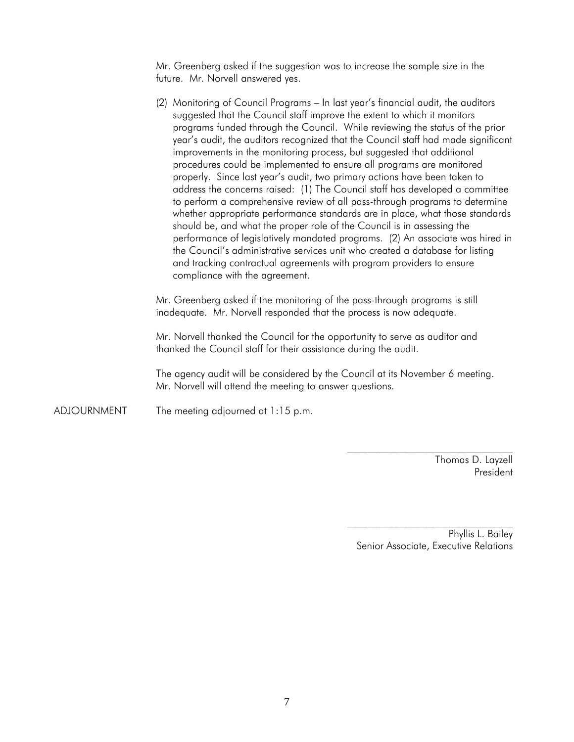Mr. Greenberg asked if the suggestion was to increase the sample size in the future. Mr. Norvell answered yes.

(2) Monitoring of Council Programs – In last year's financial audit, the auditors suggested that the Council staff improve the extent to which it monitors programs funded through the Council. While reviewing the status of the prior year's audit, the auditors recognized that the Council staff had made significant improvements in the monitoring process, but suggested that additional procedures could be implemented to ensure all programs are monitored properly. Since last year's audit, two primary actions have been taken to address the concerns raised: (1) The Council staff has developed a committee to perform a comprehensive review of all pass-through programs to determine whether appropriate performance standards are in place, what those standards should be, and what the proper role of the Council is in assessing the performance of legislatively mandated programs. (2) An associate was hired in the Council's administrative services unit who created a database for listing and tracking contractual agreements with program providers to ensure compliance with the agreement.

Mr. Greenberg asked if the monitoring of the pass-through programs is still inadequate. Mr. Norvell responded that the process is now adequate.

Mr. Norvell thanked the Council for the opportunity to serve as auditor and thanked the Council staff for their assistance during the audit.

The agency audit will be considered by the Council at its November 6 meeting. Mr. Norvell will attend the meeting to answer questions.

ADJOURNMENT

The meeting adjourned at 1:15 p.m.

\_\_\_\_\_\_\_\_\_\_\_\_\_\_\_\_\_\_\_\_\_\_\_\_\_\_\_\_\_\_\_\_

Thomas D. Layzell
President

\_\_\_\_\_\_\_\_\_\_\_\_\_\_\_\_\_\_\_\_\_\_\_\_\_\_\_\_\_\_\_\_

Phyllis L. Bailey
Senior Associate, Executive Relations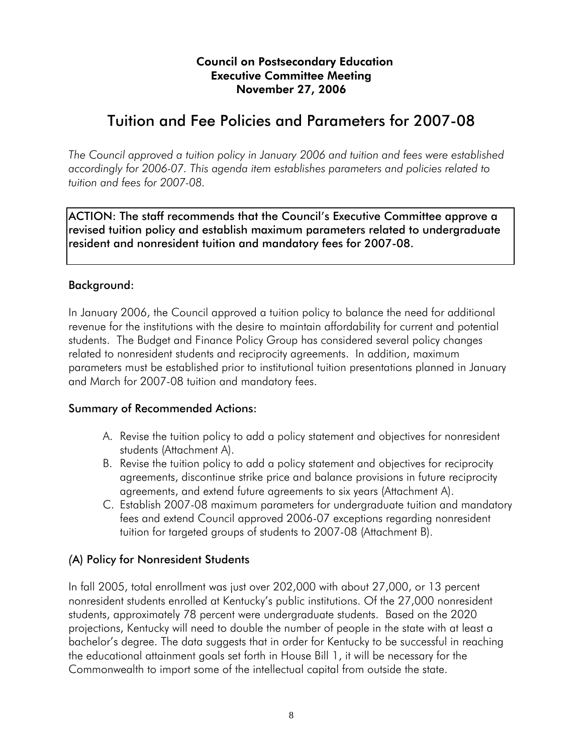**Council on Postsecondary Education**
**Executive Committee Meeting**
**November 27, 2006**

# Tuition and Fee Policies and Parameters for 2007-08

*The Council approved a tuition policy in January 2006 and tuition and fees were established accordingly for 2006-07. This agenda item establishes parameters and policies related to tuition and fees for 2007-08.*

**ACTION: The staff recommends that the Council's Executive Committee approve a revised tuition policy and establish maximum parameters related to undergraduate resident and nonresident tuition and mandatory fees for 2007-08.**

## Background:

In January 2006, the Council approved a tuition policy to balance the need for additional revenue for the institutions with the desire to maintain affordability for current and potential students. The Budget and Finance Policy Group has considered several policy changes related to nonresident students and reciprocity agreements. In addition, maximum parameters must be established prior to institutional tuition presentations planned in January and March for 2007-08 tuition and mandatory fees.

## Summary of Recommended Actions:

A. Revise the tuition policy to add a policy statement and objectives for nonresident students (Attachment A).
B. Revise the tuition policy to add a policy statement and objectives for reciprocity agreements, discontinue strike price and balance provisions in future reciprocity agreements, and extend future agreements to six years (Attachment A).
C. Establish 2007-08 maximum parameters for undergraduate tuition and mandatory fees and extend Council approved 2006-07 exceptions regarding nonresident tuition for targeted groups of students to 2007-08 (Attachment B).

## (A) Policy for Nonresident Students

In fall 2005, total enrollment was just over 202,000 with about 27,000, or 13 percent nonresident students enrolled at Kentucky's public institutions. Of the 27,000 nonresident students, approximately 78 percent were undergraduate students. Based on the 2020 projections, Kentucky will need to double the number of people in the state with at least a bachelor's degree. The data suggests that in order for Kentucky to be successful in reaching the educational attainment goals set forth in House Bill 1, it will be necessary for the Commonwealth to import some of the intellectual capital from outside the state.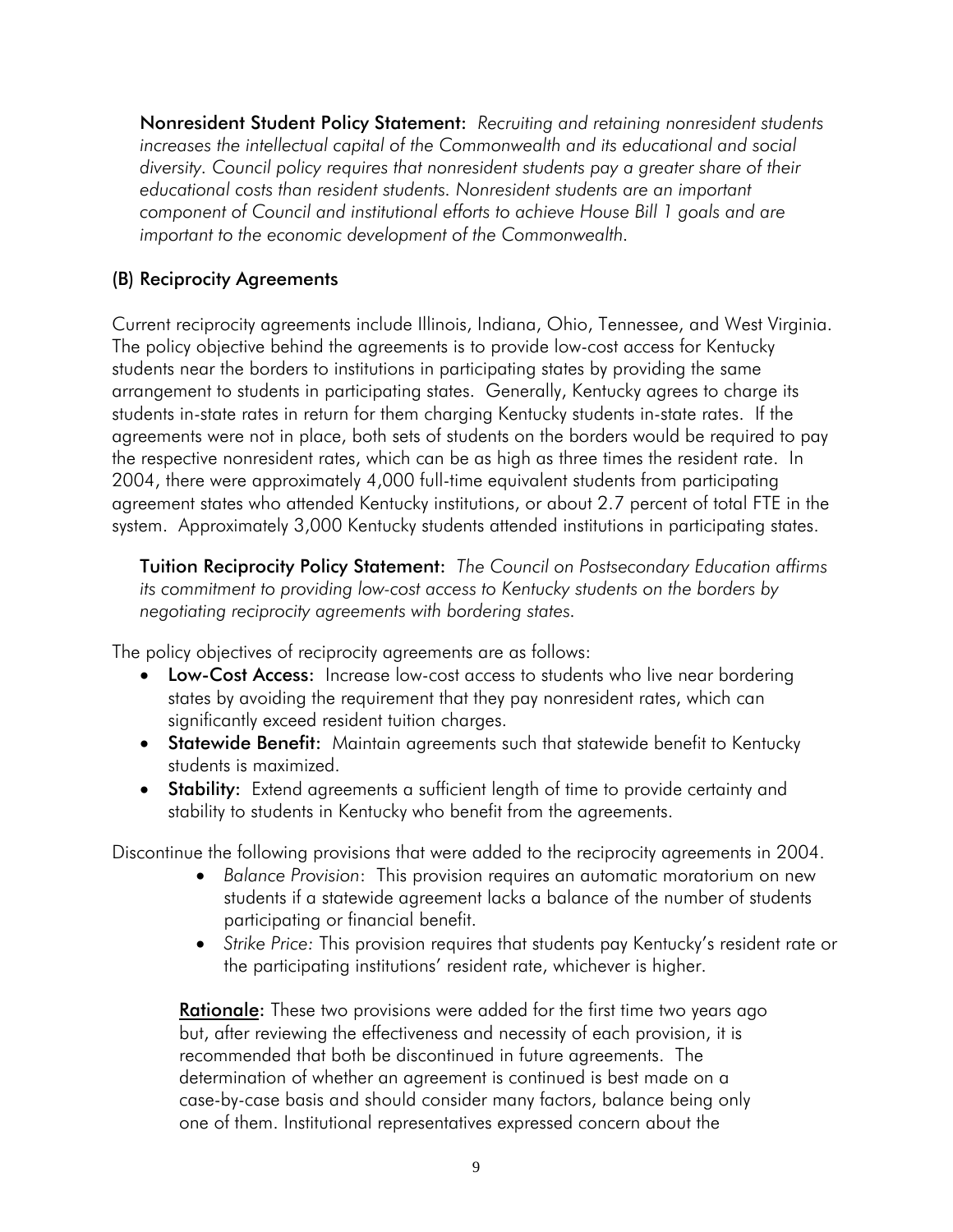**Nonresident Student Policy Statement:** *Recruiting and retaining nonresident students increases the intellectual capital of the Commonwealth and its educational and social diversity. Council policy requires that nonresident students pay a greater share of their educational costs than resident students. Nonresident students are an important component of Council and institutional efforts to achieve House Bill 1 goals and are important to the economic development of the Commonwealth.*

### (B) Reciprocity Agreements

Current reciprocity agreements include Illinois, Indiana, Ohio, Tennessee, and West Virginia. The policy objective behind the agreements is to provide low-cost access for Kentucky students near the borders to institutions in participating states by providing the same arrangement to students in participating states. Generally, Kentucky agrees to charge its students in-state rates in return for them charging Kentucky students in-state rates. If the agreements were not in place, both sets of students on the borders would be required to pay the respective nonresident rates, which can be as high as three times the resident rate. In 2004, there were approximately 4,000 full-time equivalent students from participating agreement states who attended Kentucky institutions, or about 2.7 percent of total FTE in the system. Approximately 3,000 Kentucky students attended institutions in participating states.

**Tuition Reciprocity Policy Statement:** *The Council on Postsecondary Education affirms its commitment to providing low-cost access to Kentucky students on the borders by negotiating reciprocity agreements with bordering states.*

The policy objectives of reciprocity agreements are as follows:

- **Low-Cost Access:** Increase low-cost access to students who live near bordering states by avoiding the requirement that they pay nonresident rates, which can significantly exceed resident tuition charges.
- **Statewide Benefit:** Maintain agreements such that statewide benefit to Kentucky students is maximized.
- **Stability:** Extend agreements a sufficient length of time to provide certainty and stability to students in Kentucky who benefit from the agreements.

Discontinue the following provisions that were added to the reciprocity agreements in 2004.

- *Balance Provision*: This provision requires an automatic moratorium on new students if a statewide agreement lacks a balance of the number of students participating or financial benefit.
- *Strike Price:* This provision requires that students pay Kentucky's resident rate or the participating institutions' resident rate, whichever is higher.

**Rationale:** These two provisions were added for the first time two years ago but, after reviewing the effectiveness and necessity of each provision, it is recommended that both be discontinued in future agreements. The determination of whether an agreement is continued is best made on a case-by-case basis and should consider many factors, balance being only one of them. Institutional representatives expressed concern about the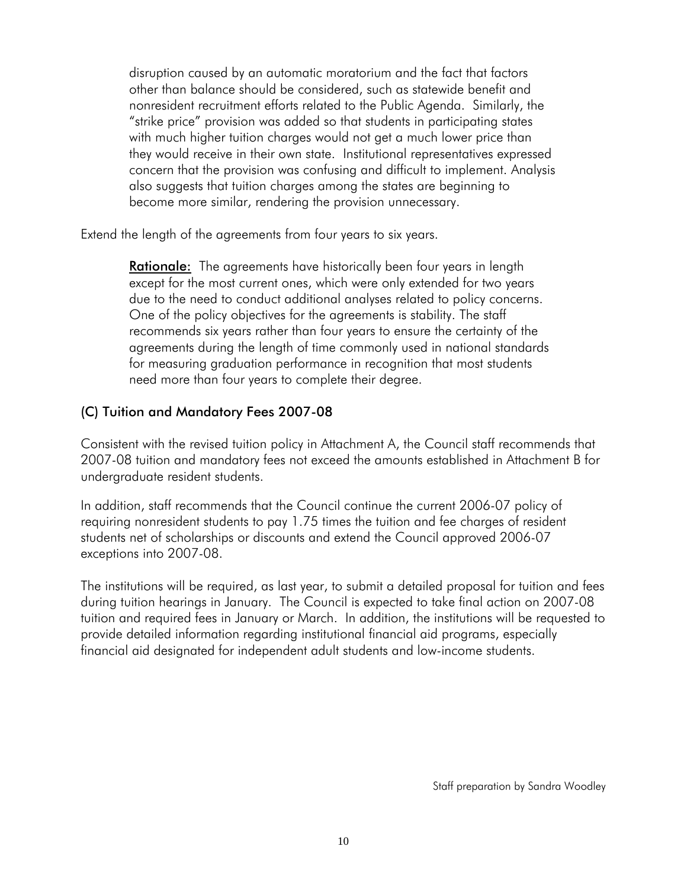disruption caused by an automatic moratorium and the fact that factors other than balance should be considered, such as statewide benefit and nonresident recruitment efforts related to the Public Agenda. Similarly, the "strike price" provision was added so that students in participating states with much higher tuition charges would not get a much lower price than they would receive in their own state. Institutional representatives expressed concern that the provision was confusing and difficult to implement. Analysis also suggests that tuition charges among the states are beginning to become more similar, rendering the provision unnecessary.

Extend the length of the agreements from four years to six years.

> **Rationale:** The agreements have historically been four years in length except for the most current ones, which were only extended for two years due to the need to conduct additional analyses related to policy concerns. One of the policy objectives for the agreements is stability. The staff recommends six years rather than four years to ensure the certainty of the agreements during the length of time commonly used in national standards for measuring graduation performance in recognition that most students need more than four years to complete their degree.

### (C) Tuition and Mandatory Fees 2007-08

Consistent with the revised tuition policy in Attachment A, the Council staff recommends that 2007-08 tuition and mandatory fees not exceed the amounts established in Attachment B for undergraduate resident students.

In addition, staff recommends that the Council continue the current 2006-07 policy of requiring nonresident students to pay 1.75 times the tuition and fee charges of resident students net of scholarships or discounts and extend the Council approved 2006-07 exceptions into 2007-08.

The institutions will be required, as last year, to submit a detailed proposal for tuition and fees during tuition hearings in January. The Council is expected to take final action on 2007-08 tuition and required fees in January or March. In addition, the institutions will be requested to provide detailed information regarding institutional financial aid programs, especially financial aid designated for independent adult students and low-income students.

Staff preparation by Sandra Woodley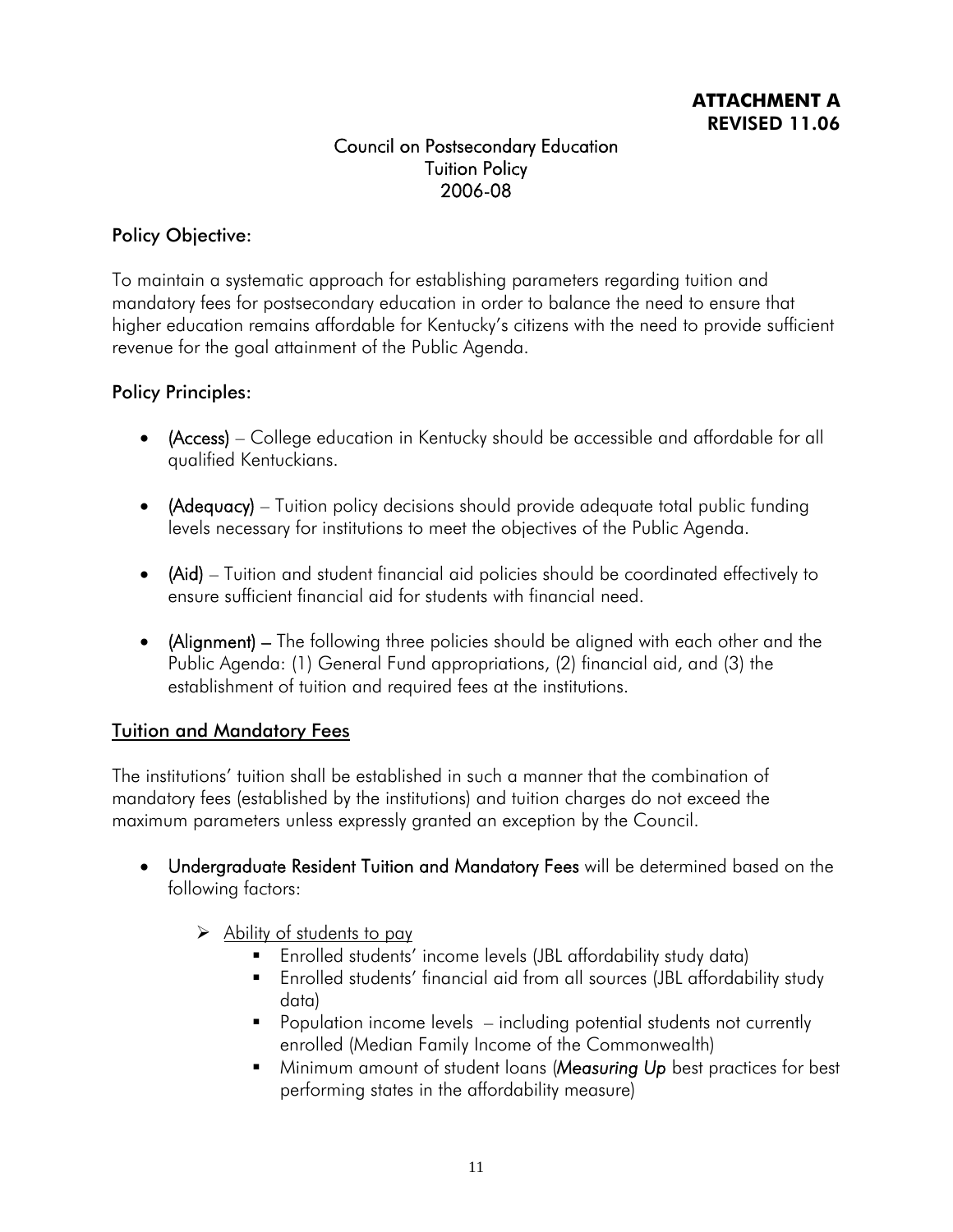**ATTACHMENT A**
**REVISED 11.06**

# Council on Postsecondary Education Tuition Policy 2006-08

## Policy Objective:

To maintain a systematic approach for establishing parameters regarding tuition and mandatory fees for postsecondary education in order to balance the need to ensure that higher education remains affordable for Kentucky's citizens with the need to provide sufficient revenue for the goal attainment of the Public Agenda.

## Policy Principles:

- **(Access)** – College education in Kentucky should be accessible and affordable for all qualified Kentuckians.
- **(Adequacy)** – Tuition policy decisions should provide adequate total public funding levels necessary for institutions to meet the objectives of the Public Agenda.
- **(Aid)** – Tuition and student financial aid policies should be coordinated effectively to ensure sufficient financial aid for students with financial need.
- **(Alignment)** – The following three policies should be aligned with each other and the Public Agenda: (1) General Fund appropriations, (2) financial aid, and (3) the establishment of tuition and required fees at the institutions.

## Tuition and Mandatory Fees

The institutions' tuition shall be established in such a manner that the combination of mandatory fees (established by the institutions) and tuition charges do not exceed the maximum parameters unless expressly granted an exception by the Council.

- **Undergraduate Resident Tuition and Mandatory Fees** will be determined based on the following factors:
  - Ability of students to pay
    - Enrolled students' income levels (JBL affordability study data)
    - Enrolled students' financial aid from all sources (JBL affordability study data)
    - Population income levels – including potential students not currently enrolled (Median Family Income of the Commonwealth)
    - Minimum amount of student loans (*Measuring Up* best practices for best performing states in the affordability measure)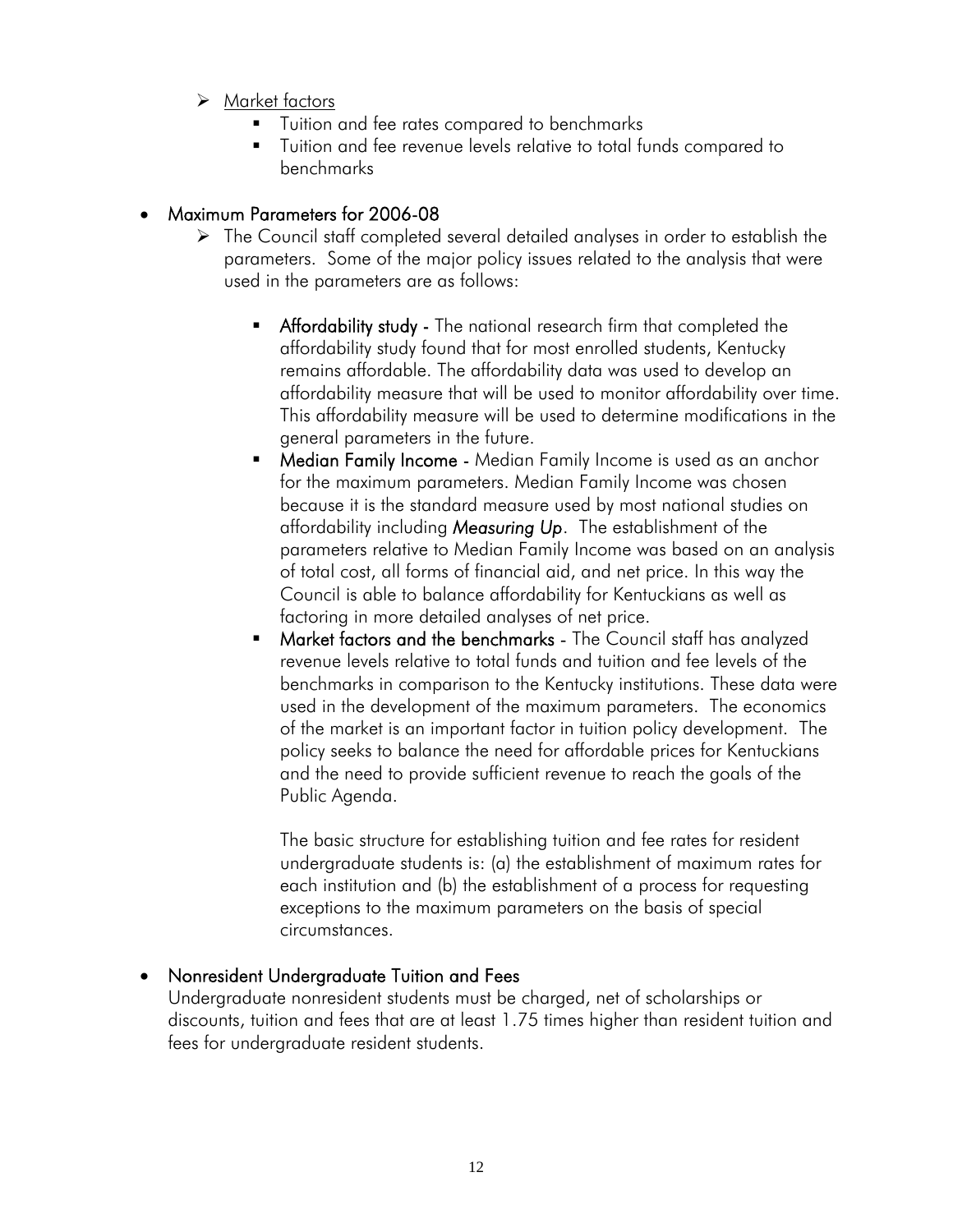- Market factors
  - Tuition and fee rates compared to benchmarks
  - Tuition and fee revenue levels relative to total funds compared to benchmarks

- **Maximum Parameters for 2006-08**
  - The Council staff completed several detailed analyses in order to establish the parameters. Some of the major policy issues related to the analysis that were used in the parameters are as follows:

    - **Affordability study** - The national research firm that completed the affordability study found that for most enrolled students, Kentucky remains affordable. The affordability data was used to develop an affordability measure that will be used to monitor affordability over time. This affordability measure will be used to determine modifications in the general parameters in the future.
    - **Median Family Income** - Median Family Income is used as an anchor for the maximum parameters. Median Family Income was chosen because it is the standard measure used by most national studies on affordability including ***Measuring Up***. The establishment of the parameters relative to Median Family Income was based on an analysis of total cost, all forms of financial aid, and net price. In this way the Council is able to balance affordability for Kentuckians as well as factoring in more detailed analyses of net price.
    - **Market factors and the benchmarks** - The Council staff has analyzed revenue levels relative to total funds and tuition and fee levels of the benchmarks in comparison to the Kentucky institutions. These data were used in the development of the maximum parameters. The economics of the market is an important factor in tuition policy development. The policy seeks to balance the need for affordable prices for Kentuckians and the need to provide sufficient revenue to reach the goals of the Public Agenda.

      The basic structure for establishing tuition and fee rates for resident undergraduate students is: (a) the establishment of maximum rates for each institution and (b) the establishment of a process for requesting exceptions to the maximum parameters on the basis of special circumstances.

- **Nonresident Undergraduate Tuition and Fees**

  Undergraduate nonresident students must be charged, net of scholarships or discounts, tuition and fees that are at least 1.75 times higher than resident tuition and fees for undergraduate resident students.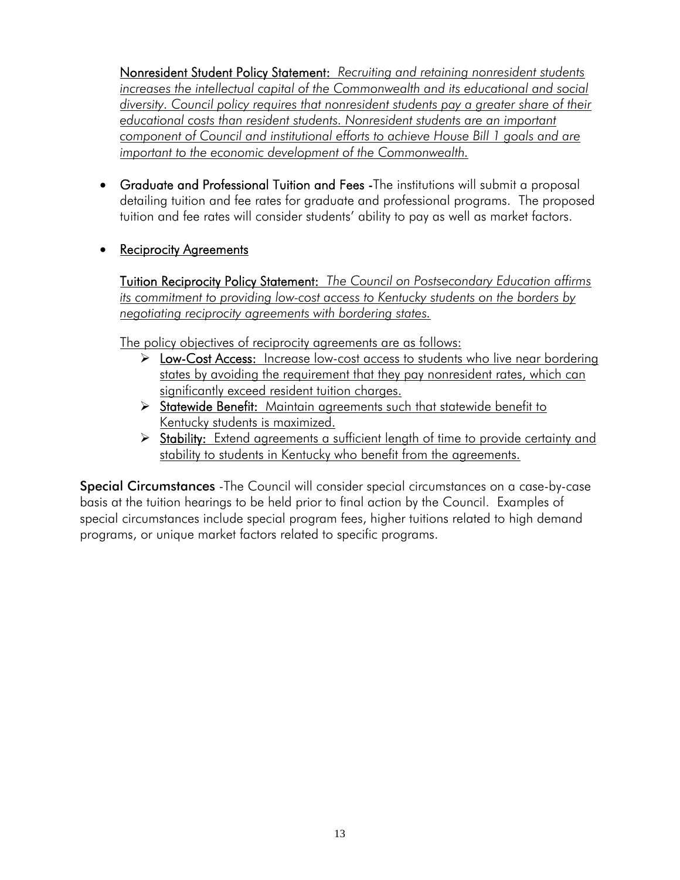Nonresident Student Policy Statement: *Recruiting and retaining nonresident students increases the intellectual capital of the Commonwealth and its educational and social diversity. Council policy requires that nonresident students pay a greater share of their educational costs than resident students. Nonresident students are an important component of Council and institutional efforts to achieve House Bill 1 goals and are important to the economic development of the Commonwealth.*

- **Graduate and Professional Tuition and Fees** -The institutions will submit a proposal detailing tuition and fee rates for graduate and professional programs. The proposed tuition and fee rates will consider students' ability to pay as well as market factors.

- Reciprocity Agreements

  Tuition Reciprocity Policy Statement: *The Council on Postsecondary Education affirms its commitment to providing low-cost access to Kentucky students on the borders by negotiating reciprocity agreements with bordering states.*

  The policy objectives of reciprocity agreements are as follows:

  - **Low-Cost Access:** Increase low-cost access to students who live near bordering states by avoiding the requirement that they pay nonresident rates, which can significantly exceed resident tuition charges.
  - **Statewide Benefit:** Maintain agreements such that statewide benefit to Kentucky students is maximized.
  - **Stability:** Extend agreements a sufficient length of time to provide certainty and stability to students in Kentucky who benefit from the agreements.

**Special Circumstances** -The Council will consider special circumstances on a case-by-case basis at the tuition hearings to be held prior to final action by the Council. Examples of special circumstances include special program fees, higher tuitions related to high demand programs, or unique market factors related to specific programs.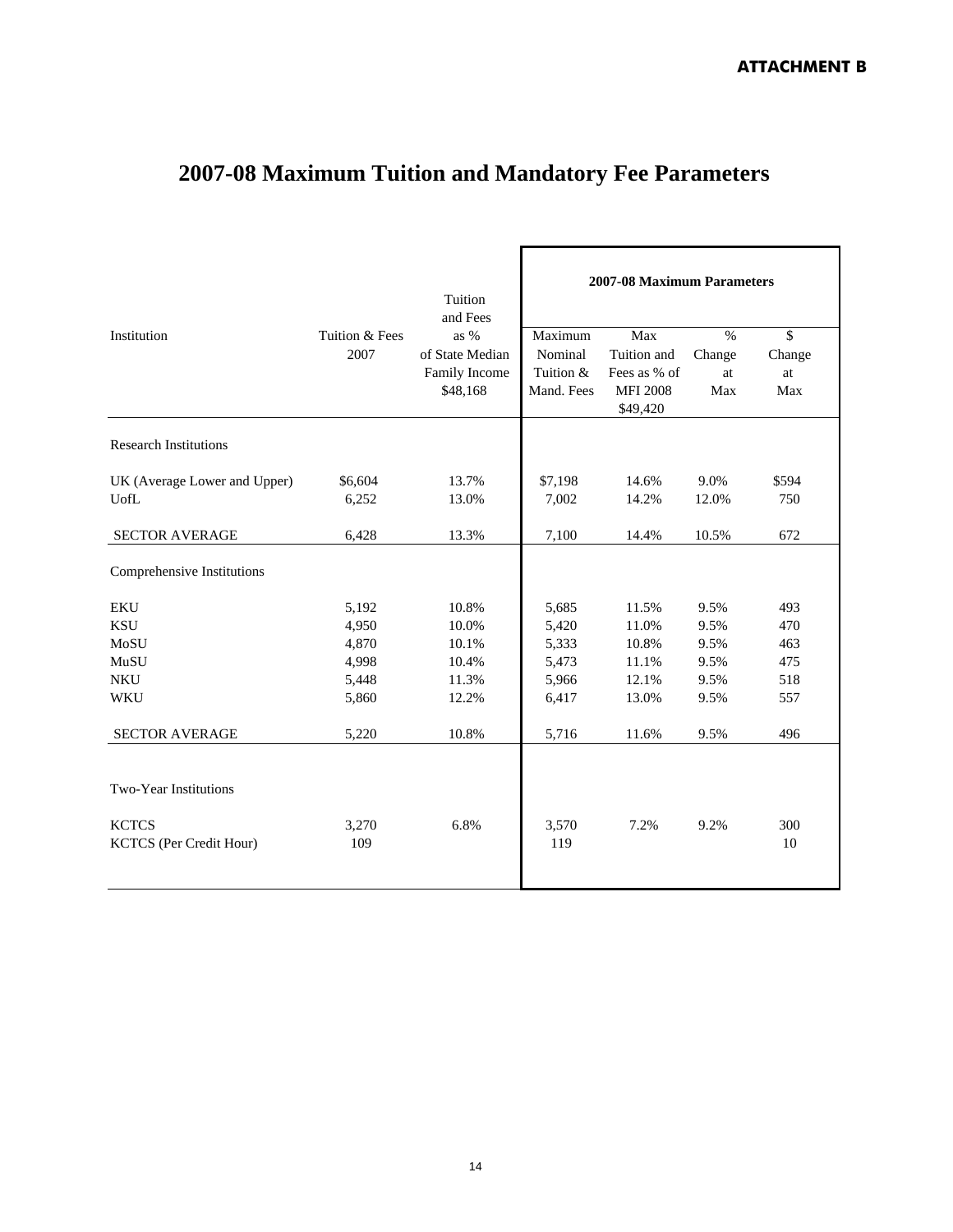**ATTACHMENT B**

# 2007-08 Maximum Tuition and Mandatory Fee Parameters

| Institution | Tuition & Fees 2007 | Tuition and Fees as % of State Median Family Income $48,168 | 2007-08 Maximum Parameters | | | |
|---|---|---|---|---|---|---|
| | | | Maximum Nominal Tuition & Mand. Fees | Max Tuition and Fees as % of MFI 2008 $49,420 | % Change at Max | $ Change at Max |
| Research Institutions | | | | | | |
| UK (Average Lower and Upper) | $6,604 | 13.7% | $7,198 | 14.6% | 9.0% | $594 |
| UofL | 6,252 | 13.0% | 7,002 | 14.2% | 12.0% | 750 |
| SECTOR AVERAGE | 6,428 | 13.3% | 7,100 | 14.4% | 10.5% | 672 |
| Comprehensive Institutions | | | | | | |
| EKU | 5,192 | 10.8% | 5,685 | 11.5% | 9.5% | 493 |
| KSU | 4,950 | 10.0% | 5,420 | 11.0% | 9.5% | 470 |
| MoSU | 4,870 | 10.1% | 5,333 | 10.8% | 9.5% | 463 |
| MuSU | 4,998 | 10.4% | 5,473 | 11.1% | 9.5% | 475 |
| NKU | 5,448 | 11.3% | 5,966 | 12.1% | 9.5% | 518 |
| WKU | 5,860 | 12.2% | 6,417 | 13.0% | 9.5% | 557 |
| SECTOR AVERAGE | 5,220 | 10.8% | 5,716 | 11.6% | 9.5% | 496 |
| Two-Year Institutions | | | | | | |
| KCTCS | 3,270 | 6.8% | 3,570 | 7.2% | 9.2% | 300 |
| KCTCS (Per Credit Hour) | 109 | | 119 | | | 10 |